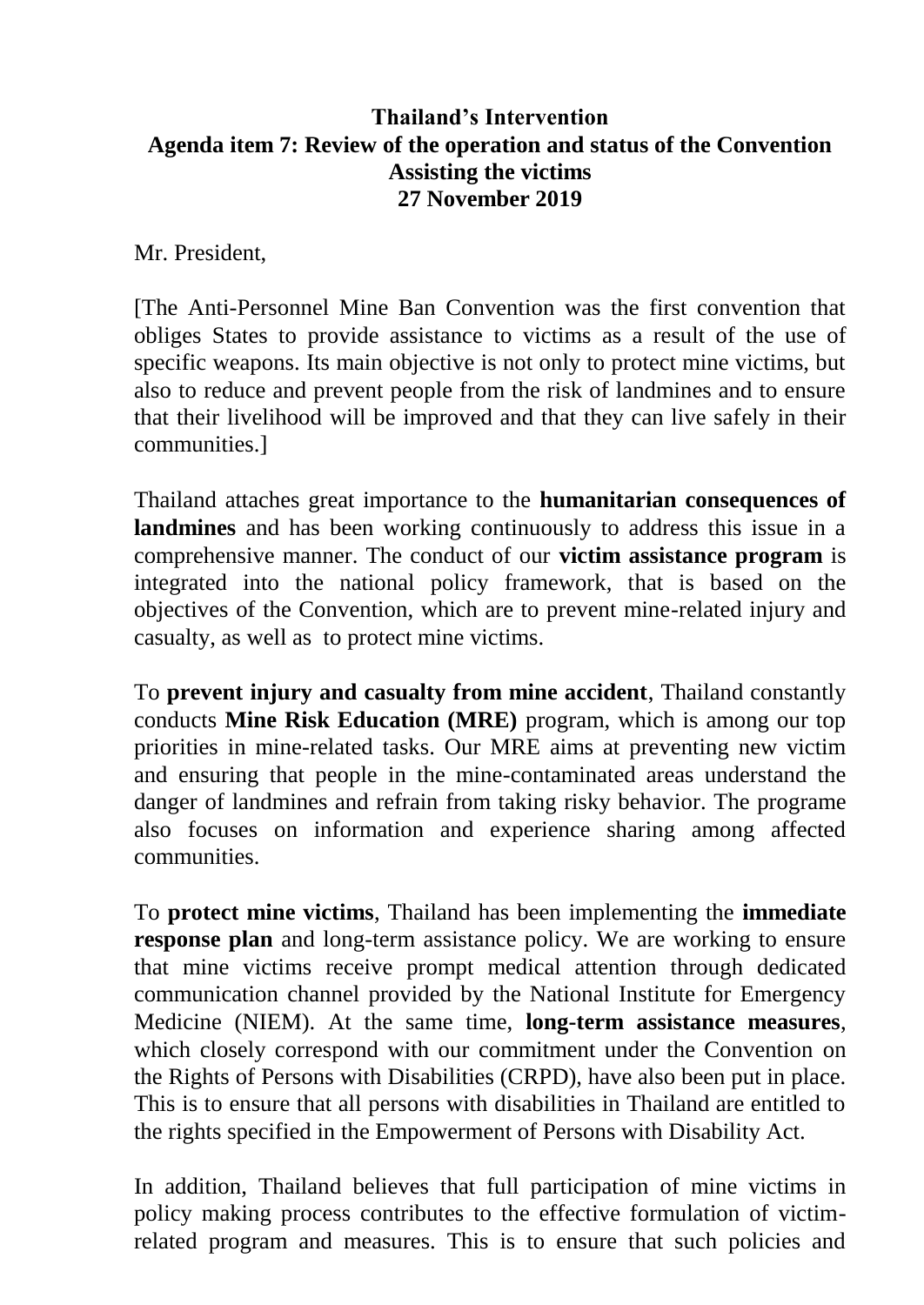**Thailand's Intervention**
**Agenda item 7: Review of the operation and status of the Convention**
**Assisting the victims**
**27 November 2019**

Mr. President,

[The Anti-Personnel Mine Ban Convention was the first convention that obliges States to provide assistance to victims as a result of the use of specific weapons. Its main objective is not only to protect mine victims, but also to reduce and prevent people from the risk of landmines and to ensure that their livelihood will be improved and that they can live safely in their communities.]

Thailand attaches great importance to the **humanitarian consequences of landmines** and has been working continuously to address this issue in a comprehensive manner. The conduct of our **victim assistance program** is integrated into the national policy framework, that is based on the objectives of the Convention, which are to prevent mine-related injury and casualty, as well as to protect mine victims.

To **prevent injury and casualty from mine accident**, Thailand constantly conducts **Mine Risk Education (MRE)** program, which is among our top priorities in mine-related tasks. Our MRE aims at preventing new victim and ensuring that people in the mine-contaminated areas understand the danger of landmines and refrain from taking risky behavior. The programe also focuses on information and experience sharing among affected communities.

To **protect mine victims**, Thailand has been implementing the **immediate response plan** and long-term assistance policy. We are working to ensure that mine victims receive prompt medical attention through dedicated communication channel provided by the National Institute for Emergency Medicine (NIEM). At the same time, **long-term assistance measures**, which closely correspond with our commitment under the Convention on the Rights of Persons with Disabilities (CRPD), have also been put in place. This is to ensure that all persons with disabilities in Thailand are entitled to the rights specified in the Empowerment of Persons with Disability Act.

In addition, Thailand believes that full participation of mine victims in policy making process contributes to the effective formulation of victim-related program and measures. This is to ensure that such policies and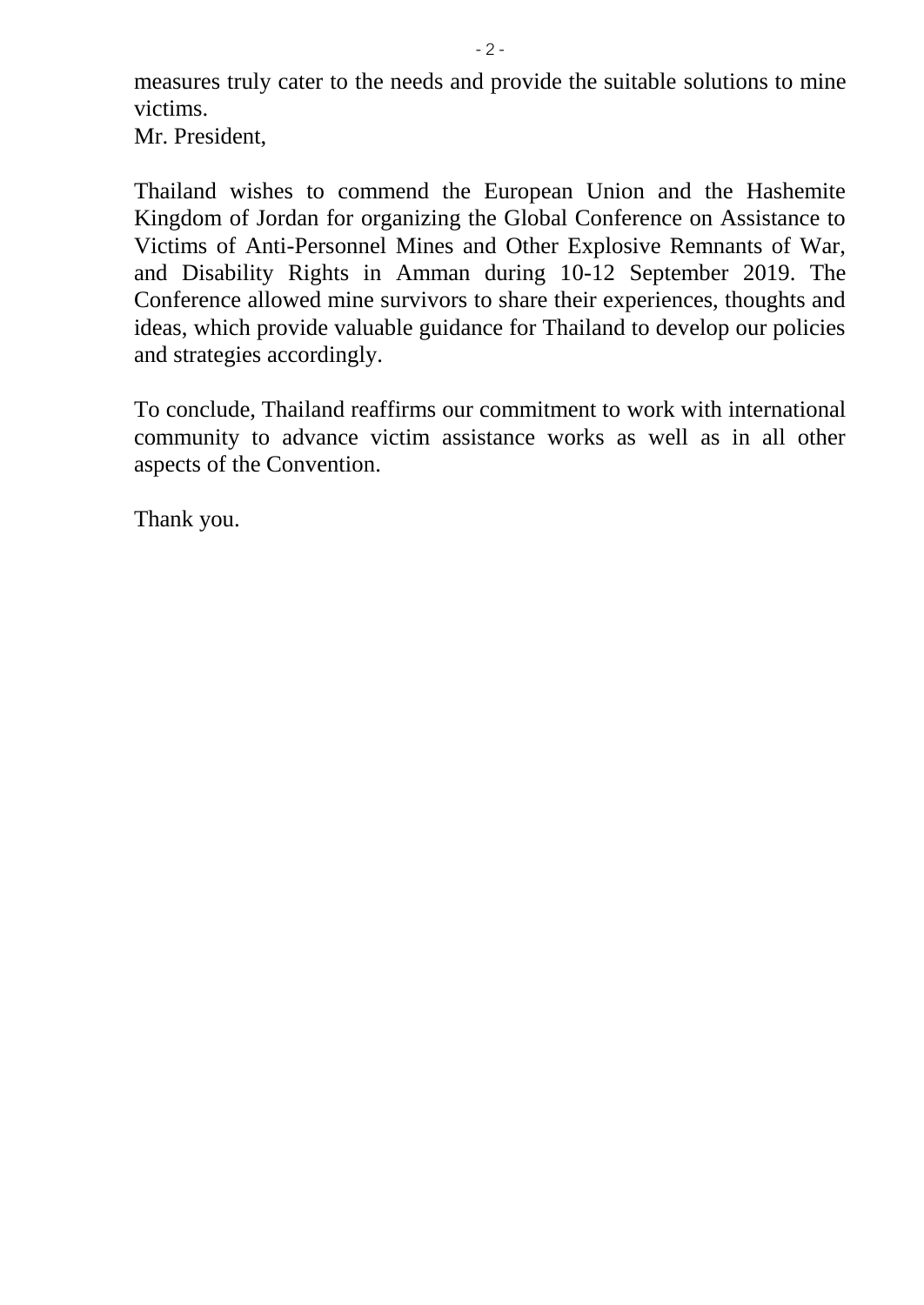measures truly cater to the needs and provide the suitable solutions to mine victims.

Mr. President,

Thailand wishes to commend the European Union and the Hashemite Kingdom of Jordan for organizing the Global Conference on Assistance to Victims of Anti-Personnel Mines and Other Explosive Remnants of War, and Disability Rights in Amman during 10-12 September 2019. The Conference allowed mine survivors to share their experiences, thoughts and ideas, which provide valuable guidance for Thailand to develop our policies and strategies accordingly.

To conclude, Thailand reaffirms our commitment to work with international community to advance victim assistance works as well as in all other aspects of the Convention.

Thank you.